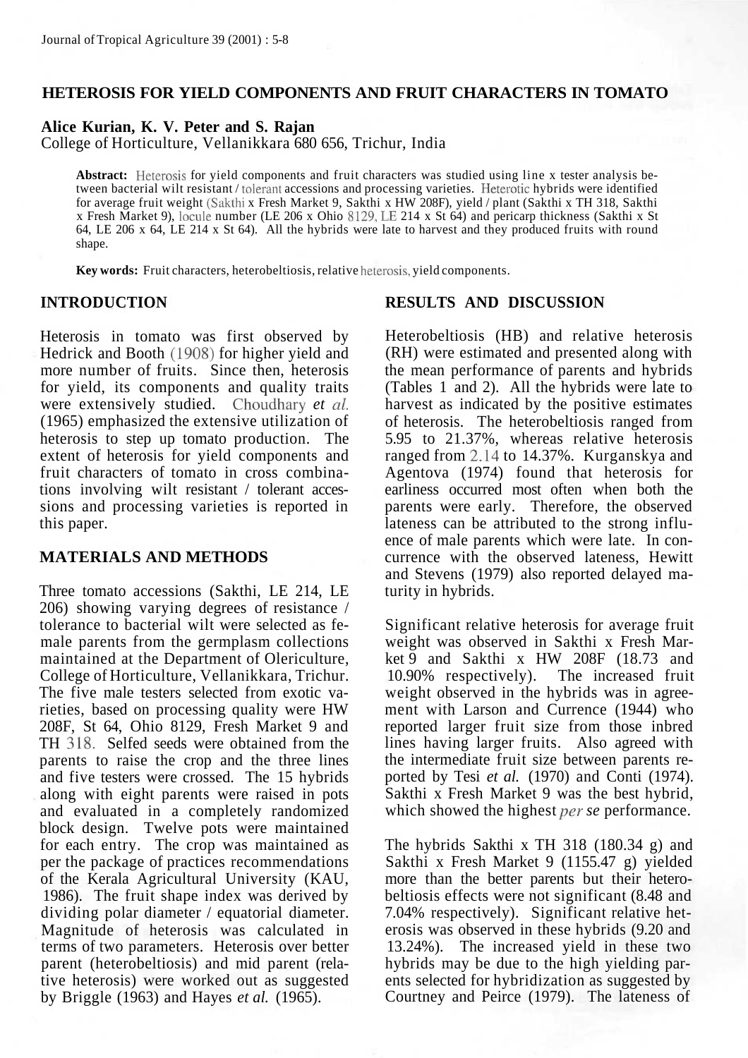# HETEROSIS FOR YIELD COMPONENTS AND FRUIT CHARACTERS IN TOMATO

**Alice Kurian, K. V. Peter and S. Rajan**
College of Horticulture, Vellanikkara 680 656, Trichur, India

**Abstract:** Heterosis for yield components and fruit characters was studied using line x tester analysis between bacterial wilt resistant / tolerant accessions and processing varieties. Heterotic hybrids were identified for average fruit weight (Sakthi x Fresh Market 9, Sakthi x HW 208F), yield / plant (Sakthi x TH 318, Sakthi x Fresh Market 9), locule number (LE 206 x Ohio 8129, LE 214 x St 64) and pericarp thickness (Sakthi x St 64, LE 206 x 64, LE 214 x St 64). All the hybrids were late to harvest and they produced fruits with round shape.

**Key words:** Fruit characters, heterobeltiosis, relative heterosis, yield components.

## INTRODUCTION

Heterosis in tomato was first observed by Hedrick and Booth (1908) for higher yield and more number of fruits. Since then, heterosis for yield, its components and quality traits were extensively studied. Choudhary *et al.* (1965) emphasized the extensive utilization of heterosis to step up tomato production. The extent of heterosis for yield components and fruit characters of tomato in cross combinations involving wilt resistant / tolerant accessions and processing varieties is reported in this paper.

## MATERIALS AND METHODS

Three tomato accessions (Sakthi, LE 214, LE 206) showing varying degrees of resistance / tolerance to bacterial wilt were selected as female parents from the germplasm collections maintained at the Department of Olericulture, College of Horticulture, Vellanikkara, Trichur. The five male testers selected from exotic varieties, based on processing quality were HW 208F, St 64, Ohio 8129, Fresh Market 9 and TH 318. Selfed seeds were obtained from the parents to raise the crop and the three lines and five testers were crossed. The 15 hybrids along with eight parents were raised in pots and evaluated in a completely randomized block design. Twelve pots were maintained for each entry. The crop was maintained as per the package of practices recommendations of the Kerala Agricultural University (KAU, 1986). The fruit shape index was derived by dividing polar diameter / equatorial diameter. Magnitude of heterosis was calculated in terms of two parameters. Heterosis over better parent (heterobeltiosis) and mid parent (relative heterosis) were worked out as suggested by Briggle (1963) and Hayes *et al.* (1965).

## RESULTS AND DISCUSSION

Heterobeltiosis (HB) and relative heterosis (RH) were estimated and presented along with the mean performance of parents and hybrids (Tables 1 and 2). All the hybrids were late to harvest as indicated by the positive estimates of heterosis. The heterobeltiosis ranged from 5.95 to 21.37%, whereas relative heterosis ranged from 2.14 to 14.37%. Kurganskya and Agentova (1974) found that heterosis for earliness occurred most often when both the parents were early. Therefore, the observed lateness can be attributed to the strong influence of male parents which were late. In concurrence with the observed lateness, Hewitt and Stevens (1979) also reported delayed maturity in hybrids.

Significant relative heterosis for average fruit weight was observed in Sakthi x Fresh Market 9 and Sakthi x HW 208F (18.73 and 10.90% respectively). The increased fruit weight observed in the hybrids was in agreement with Larson and Currence (1944) who reported larger fruit size from those inbred lines having larger fruits. Also agreed with the intermediate fruit size between parents reported by Tesi *et al.* (1970) and Conti (1974). Sakthi x Fresh Market 9 was the best hybrid, which showed the highest *per se* performance.

The hybrids Sakthi x TH 318 (180.34 g) and Sakthi x Fresh Market 9 (1155.47 g) yielded more than the better parents but their heterobeltiosis effects were not significant (8.48 and 7.04% respectively). Significant relative heterosis was observed in these hybrids (9.20 and 13.24%). The increased yield in these two hybrids may be due to the high yielding parents selected for hybridization as suggested by Courtney and Peirce (1979). The lateness of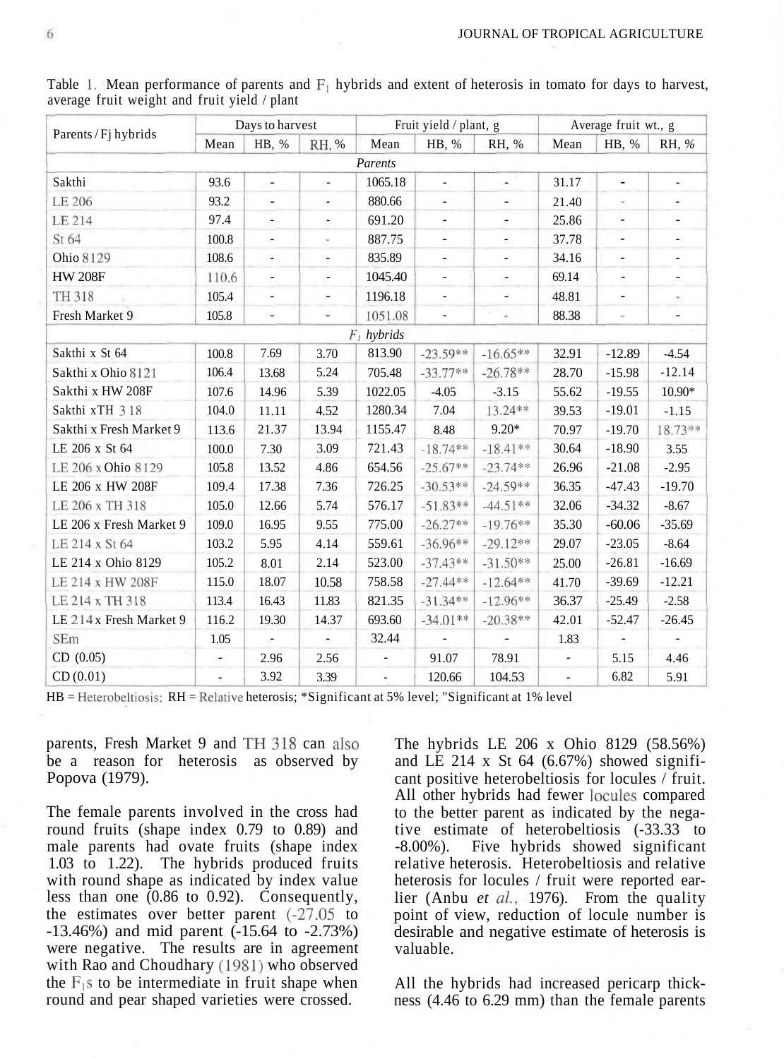Table 1. Mean performance of parents and $F_1$ hybrids and extent of heterosis in tomato for days to harvest, average fruit weight and fruit yield / plant

| Parents / Fj hybrids | Days to harvest | | | Fruit yield / plant, g | | | Average fruit wt., g | | |
|---|---|---|---|---|---|---|---|---|---|
| | Mean | HB, % | RH, % | Mean | HB, % | RH, % | Mean | HB, % | RH, % |
| *Parents* | | | | | | | | | |
| Sakthi | 93.6 | - | - | 1065.18 | - | - | 31.17 | - | - |
| LE 206 | 93.2 | - | - | 880.66 | - | - | 21.40 | - | - |
| LE 214 | 97.4 | - | - | 691.20 | - | - | 25.86 | - | - |
| St 64 | 100.8 | - | - | 887.75 | - | - | 37.78 | - | - |
| Ohio 8129 | 108.6 | - | - | 835.89 | - | - | 34.16 | - | - |
| HW 208F | 110.6 | - | - | 1045.40 | - | - | 69.14 | - | - |
| TH 318 | 105.4 | - | - | 1196.18 | - | - | 48.81 | - | - |
| Fresh Market 9 | 105.8 | - | - | 1051.08 | - | - | 88.38 | - | - |
| *$F_1$ hybrids* | | | | | | | | | |
| Sakthi x St 64 | 100.8 | 7.69 | 3.70 | 813.90 | -23.59** | -16.65** | 32.91 | -12.89 | -4.54 |
| Sakthi x Ohio 8121 | 106.4 | 13.68 | 5.24 | 705.48 | -33.77** | -26.78** | 28.70 | -15.98 | -12.14 |
| Sakthi x HW 208F | 107.6 | 14.96 | 5.39 | 1022.05 | -4.05 | -3.15 | 55.62 | -19.55 | 10.90* |
| Sakthi xTH 318 | 104.0 | 11.11 | 4.52 | 1280.34 | 7.04 | 13.24** | 39.53 | -19.01 | -1.15 |
| Sakthi x Fresh Market 9 | 113.6 | 21.37 | 13.94 | 1155.47 | 8.48 | 9.20* | 70.97 | -19.70 | 18.73** |
| LE 206 x St 64 | 100.0 | 7.30 | 3.09 | 721.43 | -18.74** | -18.41** | 30.64 | -18.90 | 3.55 |
| LE 206 x Ohio 8129 | 105.8 | 13.52 | 4.86 | 654.56 | -25.67** | -23.74** | 26.96 | -21.08 | -2.95 |
| LE 206 x HW 208F | 109.4 | 17.38 | 7.36 | 726.25 | -30.53** | -24.59** | 36.35 | -47.43 | -19.70 |
| LE 206 x TH 318 | 105.0 | 12.66 | 5.74 | 576.17 | -51.83** | -44.51** | 32.06 | -34.32 | -8.67 |
| LE 206 x Fresh Market 9 | 109.0 | 16.95 | 9.55 | 775.00 | -26.27** | -19.76** | 35.30 | -60.06 | -35.69 |
| LE 214 x St 64 | 103.2 | 5.95 | 4.14 | 559.61 | -36.96** | -29.12** | 29.07 | -23.05 | -8.64 |
| LE 214 x Ohio 8129 | 105.2 | 8.01 | 2.14 | 523.00 | -37.43** | -31.50** | 25.00 | -26.81 | -16.69 |
| LE 214 x HW 208F | 115.0 | 18.07 | 10.58 | 758.58 | -27.44** | -12.64** | 41.70 | -39.69 | -12.21 |
| LE 214 x TH 318 | 113.4 | 16.43 | 11.83 | 821.35 | -31.34** | -12.96** | 36.37 | -25.49 | -2.58 |
| LE 214x Fresh Market 9 | 116.2 | 19.30 | 14.37 | 693.60 | -34.01** | -20.38** | 42.01 | -52.47 | -26.45 |
| SEm | 1.05 | - | - | 32.44 | - | - | 1.83 | - | - |
| CD (0.05) | - | 2.96 | 2.56 | - | 91.07 | 78.91 | - | 5.15 | 4.46 |
| CD (0.01) | - | 3.92 | 3.39 | - | 120.66 | 104.53 | - | 6.82 | 5.91 |

HB = Heterobeltiosis; RH = Relative heterosis; *Significant at 5% level; "Significant at 1% level

parents, Fresh Market 9 and TH 318 can also be a reason for heterosis as observed by Popova (1979).

The female parents involved in the cross had round fruits (shape index 0.79 to 0.89) and male parents had ovate fruits (shape index 1.03 to 1.22). The hybrids produced fruits with round shape as indicated by index value less than one (0.86 to 0.92). Consequently, the estimates over better parent (-27.05 to -13.46%) and mid parent (-15.64 to -2.73%) were negative. The results are in agreement with Rao and Choudhary (1981) who observed the $F_1$s to be intermediate in fruit shape when round and pear shaped varieties were crossed.

The hybrids LE 206 x Ohio 8129 (58.56%) and LE 214 x St 64 (6.67%) showed significant positive heterobeltiosis for locules / fruit. All other hybrids had fewer locules compared to the better parent as indicated by the negative estimate of heterobeltiosis (-33.33 to -8.00%). Five hybrids showed significant relative heterosis. Heterobeltiosis and relative heterosis for locules / fruit were reported earlier (Anbu *et al.*, 1976). From the quality point of view, reduction of locule number is desirable and negative estimate of heterosis is valuable.

All the hybrids had increased pericarp thickness (4.46 to 6.29 mm) than the female parents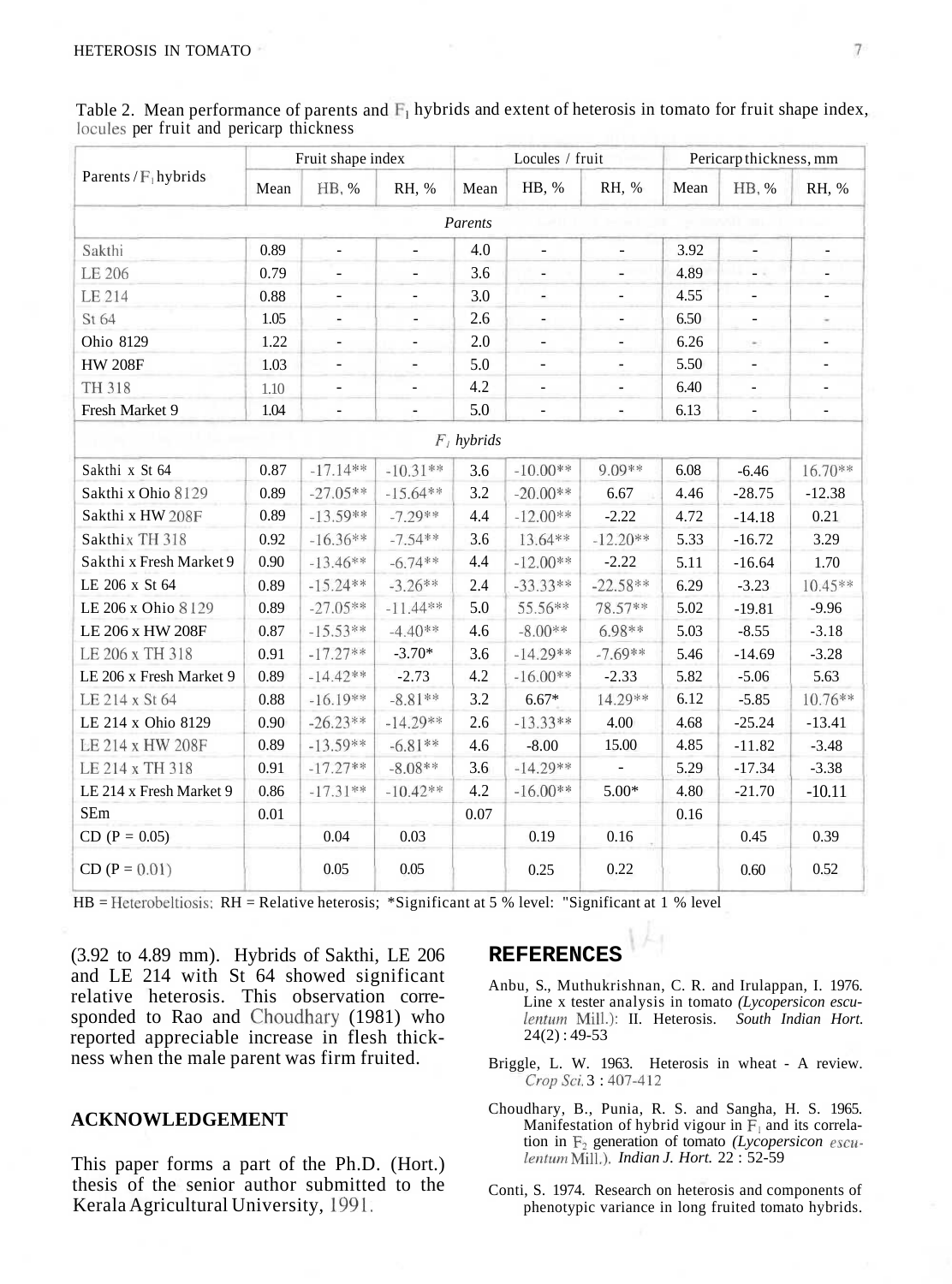Table 2. Mean performance of parents and $F_1$ hybrids and extent of heterosis in tomato for fruit shape index, locules per fruit and pericarp thickness

| Parents / $F_1$ hybrids | Fruit shape index | | | Locules / fruit | | | Pericarp thickness, mm | | |
|---|---|---|---|---|---|---|---|---|---|
| | Mean | HB, % | RH, % | Mean | HB, % | RH, % | Mean | HB, % | RH, % |
| *Parents* | | | | | | | | | |
| Sakthi | 0.89 | - | - | 4.0 | - | - | 3.92 | - | - |
| LE 206 | 0.79 | - | - | 3.6 | - | - | 4.89 | - | - |
| LE 214 | 0.88 | - | - | 3.0 | - | - | 4.55 | - | - |
| St 64 | 1.05 | - | - | 2.6 | - | - | 6.50 | - | - |
| Ohio 8129 | 1.22 | - | - | 2.0 | - | - | 6.26 | - | - |
| HW 208F | 1.03 | - | - | 5.0 | - | - | 5.50 | - | - |
| TH 318 | 1.10 | - | - | 4.2 | - | - | 6.40 | - | - |
| Fresh Market 9 | 1.04 | - | - | 5.0 | - | - | 6.13 | - | - |
| *$F_1$ hybrids* | | | | | | | | | |
| Sakthi x St 64 | 0.87 | -17.14** | -10.31** | 3.6 | -10.00** | 9.09** | 6.08 | -6.46 | 16.70** |
| Sakthi x Ohio 8129 | 0.89 | -27.05** | -15.64** | 3.2 | -20.00** | 6.67 | 4.46 | -28.75 | -12.38 |
| Sakthi x HW 208F | 0.89 | -13.59** | -7.29** | 4.4 | -12.00** | -2.22 | 4.72 | -14.18 | 0.21 |
| Sakthi x TH 318 | 0.92 | -16.36** | -7.54** | 3.6 | 13.64** | -12.20** | 5.33 | -16.72 | 3.29 |
| Sakthi x Fresh Market 9 | 0.90 | -13.46** | -6.74** | 4.4 | -12.00** | -2.22 | 5.11 | -16.64 | 1.70 |
| LE 206 x St 64 | 0.89 | -15.24** | -3.26** | 2.4 | -33.33** | -22.58** | 6.29 | -3.23 | 10.45** |
| LE 206 x Ohio 8129 | 0.89 | -27.05** | -11.44** | 5.0 | 55.56** | 78.57** | 5.02 | -19.81 | -9.96 |
| LE 206 x HW 208F | 0.87 | -15.53** | -4.40** | 4.6 | -8.00** | 6.98** | 5.03 | -8.55 | -3.18 |
| LE 206 x TH 318 | 0.91 | -17.27** | -3.70* | 3.6 | -14.29** | -7.69** | 5.46 | -14.69 | -3.28 |
| LE 206 x Fresh Market 9 | 0.89 | -14.42** | -2.73 | 4.2 | -16.00** | -2.33 | 5.82 | -5.06 | 5.63 |
| LE 214 x St 64 | 0.88 | -16.19** | -8.81** | 3.2 | 6.67* | 14.29** | 6.12 | -5.85 | 10.76** |
| LE 214 x Ohio 8129 | 0.90 | -26.23** | -14.29** | 2.6 | -13.33** | 4.00 | 4.68 | -25.24 | -13.41 |
| LE 214 x HW 208F | 0.89 | -13.59** | -6.81** | 4.6 | -8.00 | 15.00 | 4.85 | -11.82 | -3.48 |
| LE 214 x TH 318 | 0.91 | -17.27** | -8.08** | 3.6 | -14.29** | - | 5.29 | -17.34 | -3.38 |
| LE 214 x Fresh Market 9 | 0.86 | -17.31** | -10.42** | 4.2 | -16.00** | 5.00* | 4.80 | -21.70 | -10.11 |
| SEm | 0.01 | | | 0.07 | | | 0.16 | | |
| CD (P = 0.05) | | 0.04 | 0.03 | | 0.19 | 0.16 | | 0.45 | 0.39 |
| CD (P = 0.01) | | 0.05 | 0.05 | | 0.25 | 0.22 | | 0.60 | 0.52 |

HB = Heterobeltiosis; RH = Relative heterosis; *Significant at 5 % level: **Significant at 1 % level

(3.92 to 4.89 mm). Hybrids of Sakthi, LE 206 and LE 214 with St 64 showed significant relative heterosis. This observation corresponded to Rao and Choudhary (1981) who reported appreciable increase in flesh thickness when the male parent was firm fruited.

## ACKNOWLEDGEMENT

This paper forms a part of the Ph.D. (Hort.) thesis of the senior author submitted to the Kerala Agricultural University, 1991.

## REFERENCES

Anbu, S., Muthukrishnan, C. R. and Irulappan, I. 1976. Line x tester analysis in tomato *(Lycopersicon esculentum* Mill.): II. Heterosis. *South Indian Hort.* 24(2) : 49-53

Briggle, L. W. 1963. Heterosis in wheat - A review. *Crop Sci.* 3 : 407-412

Choudhary, B., Punia, R. S. and Sangha, H. S. 1965. Manifestation of hybrid vigour in $F_1$ and its correlation in $F_2$ generation of tomato *(Lycopersicon esculentum* Mill.). *Indian J. Hort.* 22 : 52-59

Conti, S. 1974. Research on heterosis and components of phenotypic variance in long fruited tomato hybrids.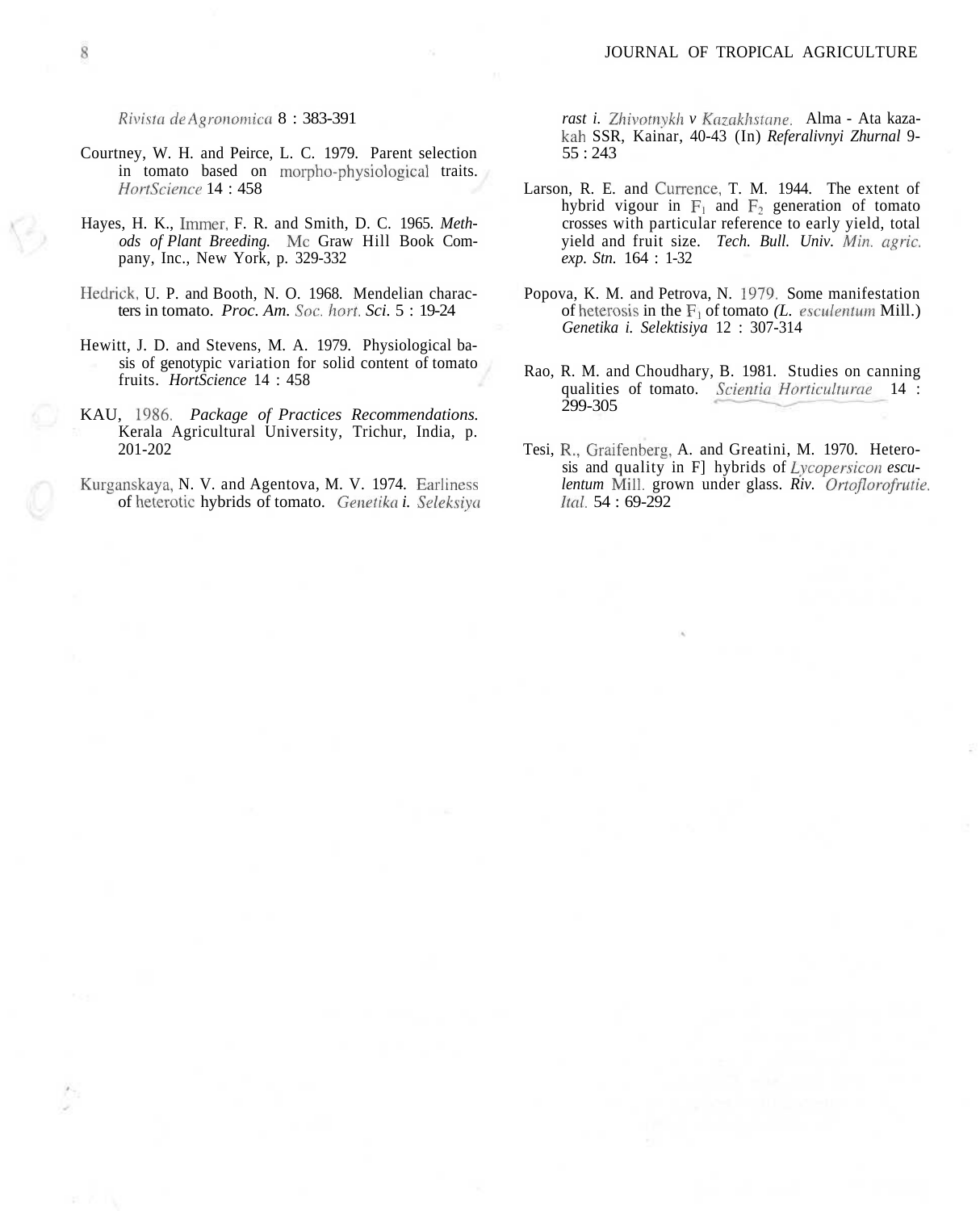*Rivista de Agronomica* 8 : 383-391

Courtney, W. H. and Peirce, L. C. 1979. Parent selection in tomato based on morpho-physiological traits. *HortScience* 14 : 458

Hayes, H. K., Immer, F. R. and Smith, D. C. 1965. *Methods of Plant Breeding.* Mc Graw Hill Book Company, Inc., New York, p. 329-332

Hedrick, U. P. and Booth, N. O. 1968. Mendelian characters in tomato. *Proc. Am. Soc. hort. Sci.* 5 : 19-24

Hewitt, J. D. and Stevens, M. A. 1979. Physiological basis of genotypic variation for solid content of tomato fruits. *HortScience* 14 : 458

KAU, 1986. *Package of Practices Recommendations.* Kerala Agricultural University, Trichur, India, p. 201-202

Kurganskaya, N. V. and Agentova, M. V. 1974. Earliness of heterotic hybrids of tomato. *Genetika i. Seleksiya rast i. Zhivotnykh v Kazakhstane.* Alma - Ata kazakah SSR, Kainar, 40-43 (In) *Referalivnyi Zhurnal* 9-55 : 243

Larson, R. E. and Currence, T. M. 1944. The extent of hybrid vigour in $F_1$ and $F_2$ generation of tomato crosses with particular reference to early yield, total yield and fruit size. *Tech. Bull. Univ. Min. agric. exp. Stn.* 164 : 1-32

Popova, K. M. and Petrova, N. 1979. Some manifestation of heterosis in the $F_1$ of tomato *(L. esculentum* Mill.) *Genetika i. Selektisiya* 12 : 307-314

Rao, R. M. and Choudhary, B. 1981. Studies on canning qualities of tomato. *Scientia Horticulturae* 14 : 299-305

Tesi, R., Graifenberg, A. and Greatini, M. 1970. Heterosis and quality in F] hybrids of *Lycopersicon esculentum* Mill. grown under glass. *Riv. Ortoflorofrutie. Ital.* 54 : 69-292